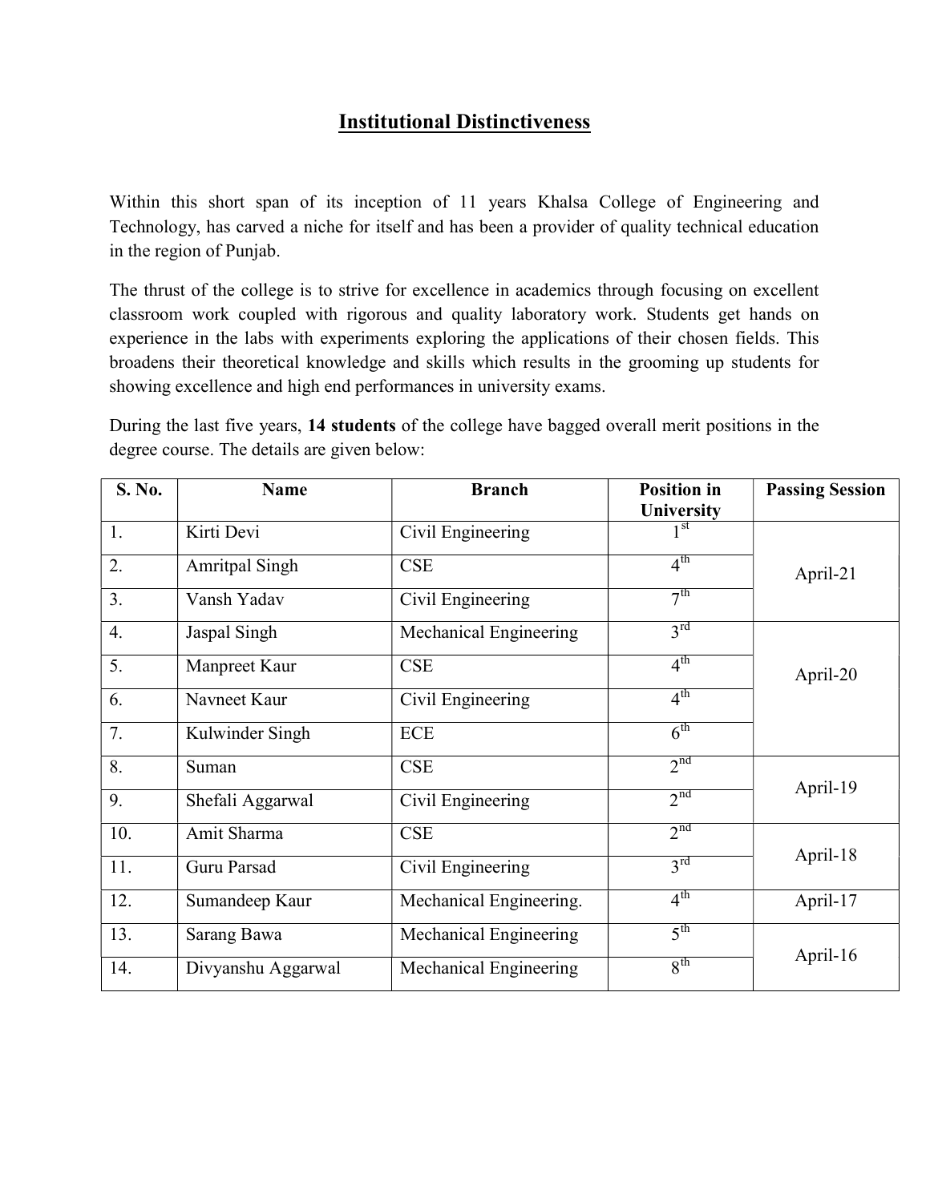# Institutional Distinctiveness

Within this short span of its inception of 11 years Khalsa College of Engineering and Technology, has carved a niche for itself and has been a provider of quality technical education in the region of Punjab.

The thrust of the college is to strive for excellence in academics through focusing on excellent classroom work coupled with rigorous and quality laboratory work. Students get hands on experience in the labs with experiments exploring the applications of their chosen fields. This broadens their theoretical knowledge and skills which results in the grooming up students for showing excellence and high end performances in university exams.

During the last five years, **14 students** of the college have bagged overall merit positions in the degree course. The details are given below:

| S. No. | Name | Branch | Position in University | Passing Session |
|---|---|---|---|---|
| 1. | Kirti Devi | Civil Engineering | 1st | April-21 |
| 2. | Amritpal Singh | CSE | 4th | |
| 3. | Vansh Yadav | Civil Engineering | 7th | |
| 4. | Jaspal Singh | Mechanical Engineering | 3rd | April-20 |
| 5. | Manpreet Kaur | CSE | 4th | |
| 6. | Navneet Kaur | Civil Engineering | 4th | |
| 7. | Kulwinder Singh | ECE | 6th | |
| 8. | Suman | CSE | 2nd | April-19 |
| 9. | Shefali Aggarwal | Civil Engineering | 2nd | |
| 10. | Amit Sharma | CSE | 2nd | April-18 |
| 11. | Guru Parsad | Civil Engineering | 3rd | |
| 12. | Sumandeep Kaur | Mechanical Engineering. | 4th | April-17 |
| 13. | Sarang Bawa | Mechanical Engineering | 5th | April-16 |
| 14. | Divyanshu Aggarwal | Mechanical Engineering | 8th | |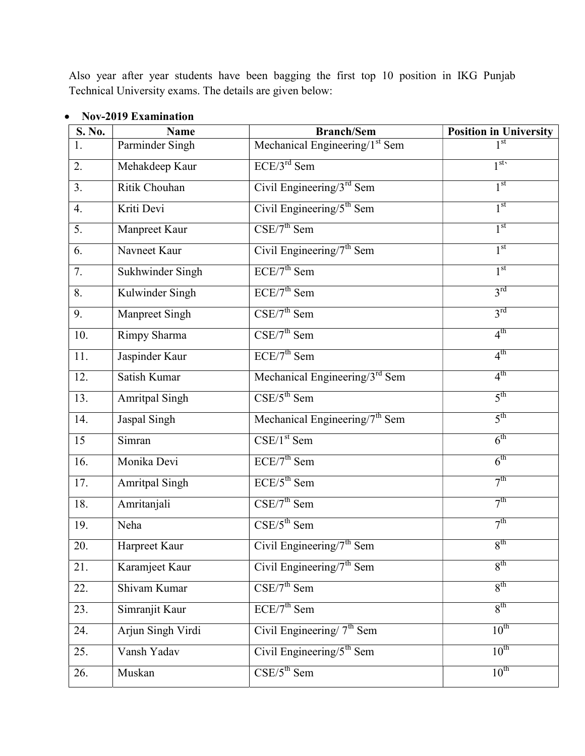Also year after year students have been bagging the first top 10 position in IKG Punjab Technical University exams. The details are given below:

- **Nov-2019 Examination**

| S. No. | Name | Branch/Sem | Position in University |
|---|---|---|---|
| 1. | Parminder Singh | Mechanical Engineering/1st Sem | 1st |
| 2. | Mehakdeep Kaur | ECE/3rd Sem | 1st |
| 3. | Ritik Chouhan | Civil Engineering/3rd Sem | 1st |
| 4. | Kriti Devi | Civil Engineering/5th Sem | 1st |
| 5. | Manpreet Kaur | CSE/7th Sem | 1st |
| 6. | Navneet Kaur | Civil Engineering/7th Sem | 1st |
| 7. | Sukhwinder Singh | ECE/7th Sem | 1st |
| 8. | Kulwinder Singh | ECE/7th Sem | 3rd |
| 9. | Manpreet Singh | CSE/7th Sem | 3rd |
| 10. | Rimpy Sharma | CSE/7th Sem | 4th |
| 11. | Jaspinder Kaur | ECE/7th Sem | 4th |
| 12. | Satish Kumar | Mechanical Engineering/3rd Sem | 4th |
| 13. | Amritpal Singh | CSE/5th Sem | 5th |
| 14. | Jaspal Singh | Mechanical Engineering/7th Sem | 5th |
| 15 | Simran | CSE/1st Sem | 6th |
| 16. | Monika Devi | ECE/7th Sem | 6th |
| 17. | Amritpal Singh | ECE/5th Sem | 7th |
| 18. | Amritanjali | CSE/7th Sem | 7th |
| 19. | Neha | CSE/5th Sem | 7th |
| 20. | Harpreet Kaur | Civil Engineering/7th Sem | 8th |
| 21. | Karamjeet Kaur | Civil Engineering/7th Sem | 8th |
| 22. | Shivam Kumar | CSE/7th Sem | 8th |
| 23. | Simranjit Kaur | ECE/7th Sem | 8th |
| 24. | Arjun Singh Virdi | Civil Engineering/ 7th Sem | 10th |
| 25. | Vansh Yadav | Civil Engineering/5th Sem | 10th |
| 26. | Muskan | CSE/5th Sem | 10th |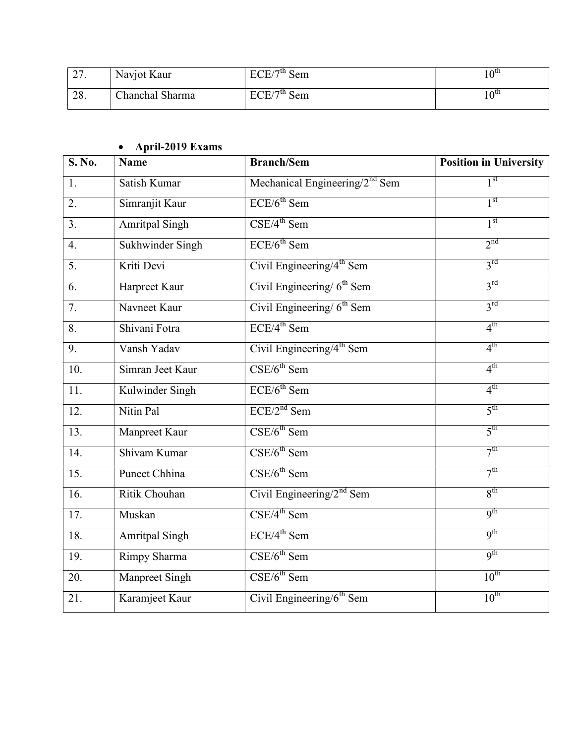| 27. | Navjot Kaur | ECE/7th Sem | 10th |
|---|---|---|---|
| 28. | Chanchal Sharma | ECE/7th Sem | 10th |

- **April-2019 Exams**

| S. No. | Name | Branch/Sem | Position in University |
|---|---|---|---|
| 1. | Satish Kumar | Mechanical Engineering/2nd Sem | 1st |
| 2. | Simranjit Kaur | ECE/6th Sem | 1st |
| 3. | Amritpal Singh | CSE/4th Sem | 1st |
| 4. | Sukhwinder Singh | ECE/6th Sem | 2nd |
| 5. | Kriti Devi | Civil Engineering/4th Sem | 3rd |
| 6. | Harpreet Kaur | Civil Engineering/ 6th Sem | 3rd |
| 7. | Navneet Kaur | Civil Engineering/ 6th Sem | 3rd |
| 8. | Shivani Fotra | ECE/4th Sem | 4th |
| 9. | Vansh Yadav | Civil Engineering/4th Sem | 4th |
| 10. | Simran Jeet Kaur | CSE/6th Sem | 4th |
| 11. | Kulwinder Singh | ECE/6th Sem | 4th |
| 12. | Nitin Pal | ECE/2nd Sem | 5th |
| 13. | Manpreet Kaur | CSE/6th Sem | 5th |
| 14. | Shivam Kumar | CSE/6th Sem | 7th |
| 15. | Puneet Chhina | CSE/6th Sem | 7th |
| 16. | Ritik Chouhan | Civil Engineering/2nd Sem | 8th |
| 17. | Muskan | CSE/4th Sem | 9th |
| 18. | Amritpal Singh | ECE/4th Sem | 9th |
| 19. | Rimpy Sharma | CSE/6th Sem | 9th |
| 20. | Manpreet Singh | CSE/6th Sem | 10th |
| 21. | Karamjeet Kaur | Civil Engineering/6th Sem | 10th |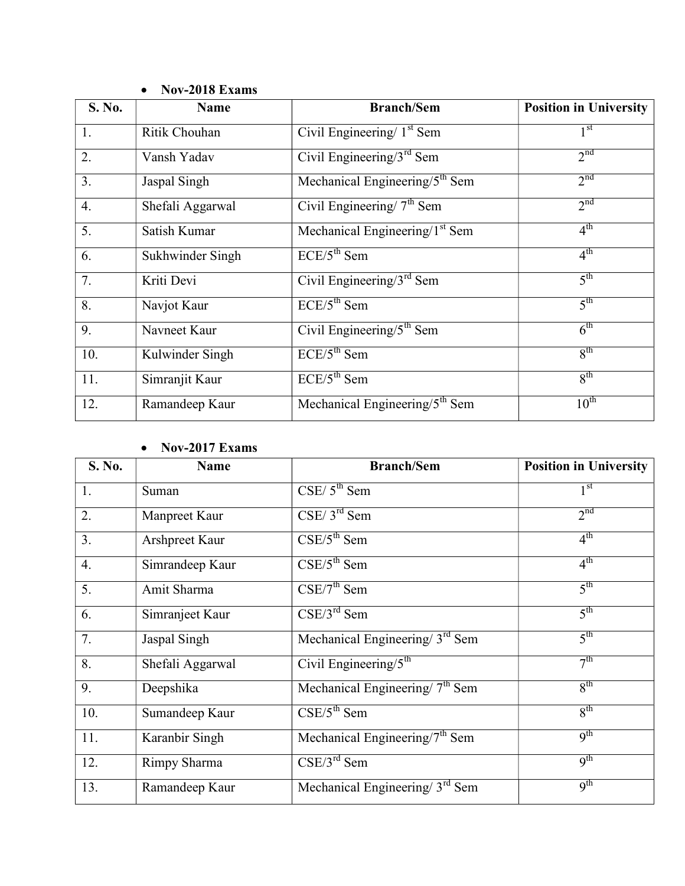- **Nov-2018 Exams**

| S. No. | Name | Branch/Sem | Position in University |
|---|---|---|---|
| 1. | Ritik Chouhan | Civil Engineering/ 1st Sem | 1st |
| 2. | Vansh Yadav | Civil Engineering/3rd Sem | 2nd |
| 3. | Jaspal Singh | Mechanical Engineering/5th Sem | 2nd |
| 4. | Shefali Aggarwal | Civil Engineering/ 7th Sem | 2nd |
| 5. | Satish Kumar | Mechanical Engineering/1st Sem | 4th |
| 6. | Sukhwinder Singh | ECE/5th Sem | 4th |
| 7. | Kriti Devi | Civil Engineering/3rd Sem | 5th |
| 8. | Navjot Kaur | ECE/5th Sem | 5th |
| 9. | Navneet Kaur | Civil Engineering/5th Sem | 6th |
| 10. | Kulwinder Singh | ECE/5th Sem | 8th |
| 11. | Simranjit Kaur | ECE/5th Sem | 8th |
| 12. | Ramandeep Kaur | Mechanical Engineering/5th Sem | 10th |

- **Nov-2017 Exams**

| S. No. | Name | Branch/Sem | Position in University |
|---|---|---|---|
| 1. | Suman | CSE/ 5th Sem | 1st |
| 2. | Manpreet Kaur | CSE/ 3rd Sem | 2nd |
| 3. | Arshpreet Kaur | CSE/5th Sem | 4th |
| 4. | Simrandeep Kaur | CSE/5th Sem | 4th |
| 5. | Amit Sharma | CSE/7th Sem | 5th |
| 6. | Simranjeet Kaur | CSE/3rd Sem | 5th |
| 7. | Jaspal Singh | Mechanical Engineering/ 3rd Sem | 5th |
| 8. | Shefali Aggarwal | Civil Engineering/5th | 7th |
| 9. | Deepshika | Mechanical Engineering/ 7th Sem | 8th |
| 10. | Sumandeep Kaur | CSE/5th Sem | 8th |
| 11. | Karanbir Singh | Mechanical Engineering/7th Sem | 9th |
| 12. | Rimpy Sharma | CSE/3rd Sem | 9th |
| 13. | Ramandeep Kaur | Mechanical Engineering/ 3rd Sem | 9th |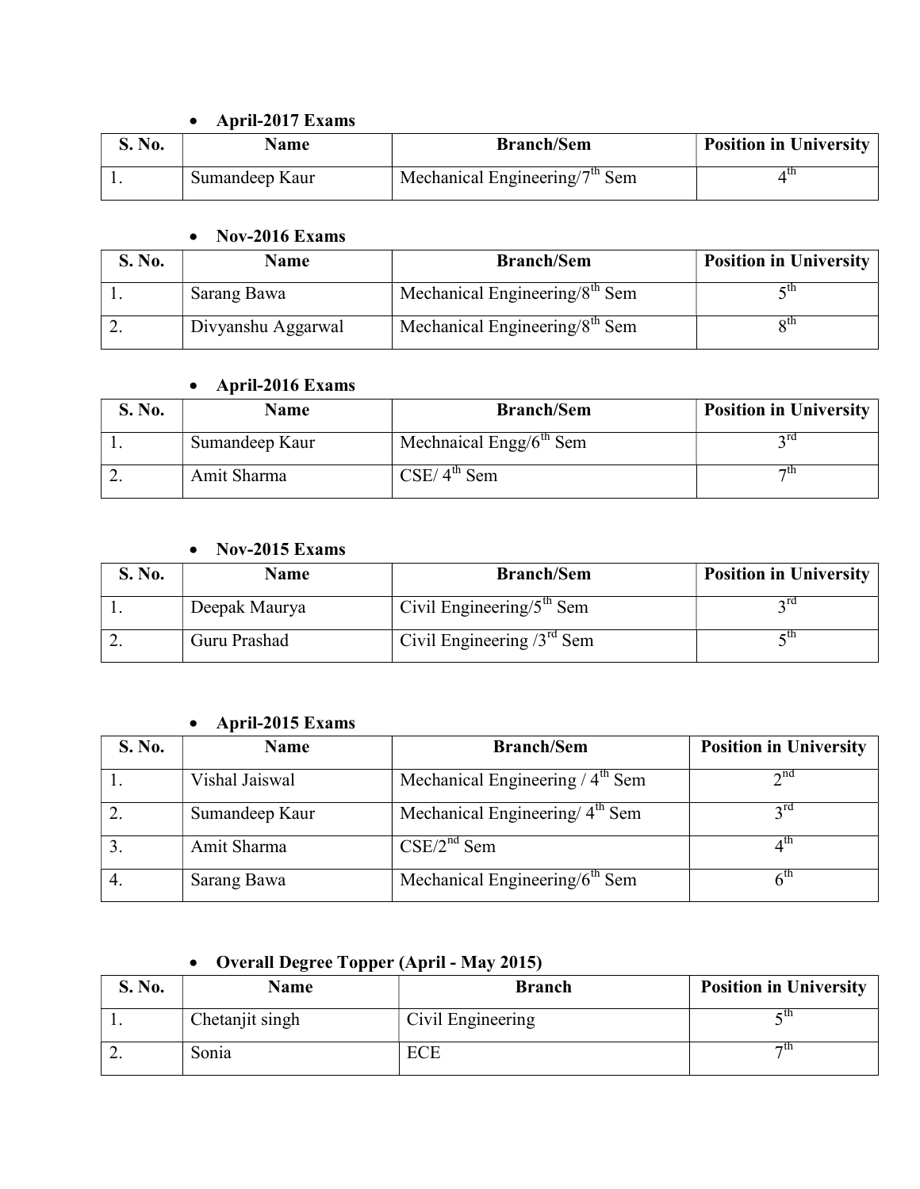- **April-2017 Exams**

| S. No. | Name | Branch/Sem | Position in University |
|---|---|---|---|
| 1. | Sumandeep Kaur | Mechanical Engineering/7$^{th}$ Sem | 4$^{th}$ |

- **Nov-2016 Exams**

| S. No. | Name | Branch/Sem | Position in University |
|---|---|---|---|
| 1. | Sarang Bawa | Mechanical Engineering/8$^{th}$ Sem | 5$^{th}$ |
| 2. | Divyanshu Aggarwal | Mechanical Engineering/8$^{th}$ Sem | 8$^{th}$ |

- **April-2016 Exams**

| S. No. | Name | Branch/Sem | Position in University |
|---|---|---|---|
| 1. | Sumandeep Kaur | Mechnaical Engg/6$^{th}$ Sem | 3$^{rd}$ |
| 2. | Amit Sharma | CSE/ 4$^{th}$ Sem | 7$^{th}$ |

- **Nov-2015 Exams**

| S. No. | Name | Branch/Sem | Position in University |
|---|---|---|---|
| 1. | Deepak Maurya | Civil Engineering/5$^{th}$ Sem | 3$^{rd}$ |
| 2. | Guru Prashad | Civil Engineering /3$^{rd}$ Sem | 5$^{th}$ |

- **April-2015 Exams**

| S. No. | Name | Branch/Sem | Position in University |
|---|---|---|---|
| 1. | Vishal Jaiswal | Mechanical Engineering / 4$^{th}$ Sem | 2$^{nd}$ |
| 2. | Sumandeep Kaur | Mechanical Engineering/ 4$^{th}$ Sem | 3$^{rd}$ |
| 3. | Amit Sharma | CSE/2$^{nd}$ Sem | 4$^{th}$ |
| 4. | Sarang Bawa | Mechanical Engineering/6$^{th}$ Sem | 6$^{th}$ |

- **Overall Degree Topper (April - May 2015)**

| S. No. | Name | Branch | Position in University |
|---|---|---|---|
| 1. | Chetanjit singh | Civil Engineering | 5$^{th}$ |
| 2. | Sonia | ECE | 7$^{th}$ |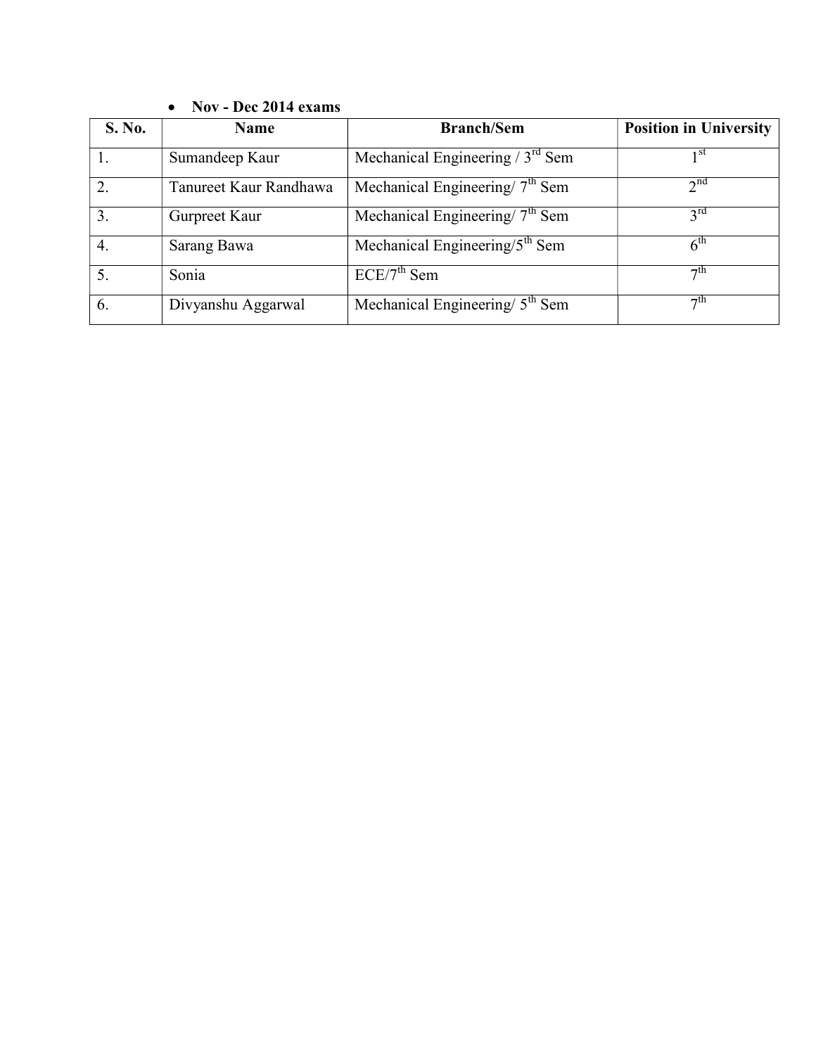- **Nov - Dec 2014 exams**

| S. No. | Name | Branch/Sem | Position in University |
|---|---|---|---|
| 1. | Sumandeep Kaur | Mechanical Engineering / 3rd Sem | 1st |
| 2. | Tanureet Kaur Randhawa | Mechanical Engineering/ 7th Sem | 2nd |
| 3. | Gurpreet Kaur | Mechanical Engineering/ 7th Sem | 3rd |
| 4. | Sarang Bawa | Mechanical Engineering/5th Sem | 6th |
| 5. | Sonia | ECE/7th Sem | 7th |
| 6. | Divyanshu Aggarwal | Mechanical Engineering/ 5th Sem | 7th |